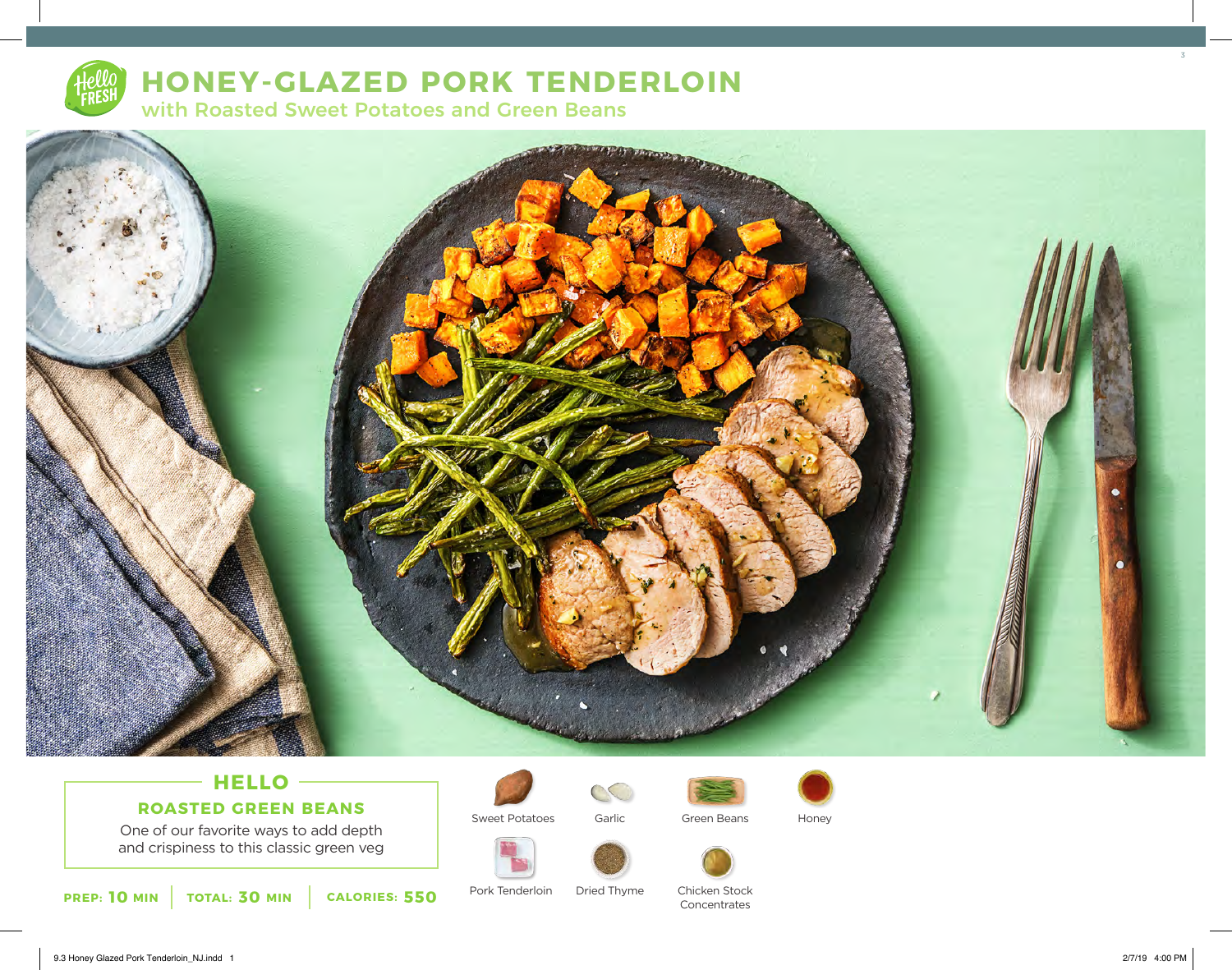# HONEY-GLAZED PORK TENDERLOIN

## with Roasted Sweet Potatoes and Green Beans

### HELLO

**ROASTED GREEN BEANS**

One of our favorite ways to add depth and crispiness to this classic green veg

**PREP: 10 MIN** | **TOTAL: 30 MIN** | **CALORIES: 550**

- Sweet Potatoes
- Garlic
- Green Beans
- Honey
- Pork Tenderloin
- Dried Thyme
- Chicken Stock Concentrates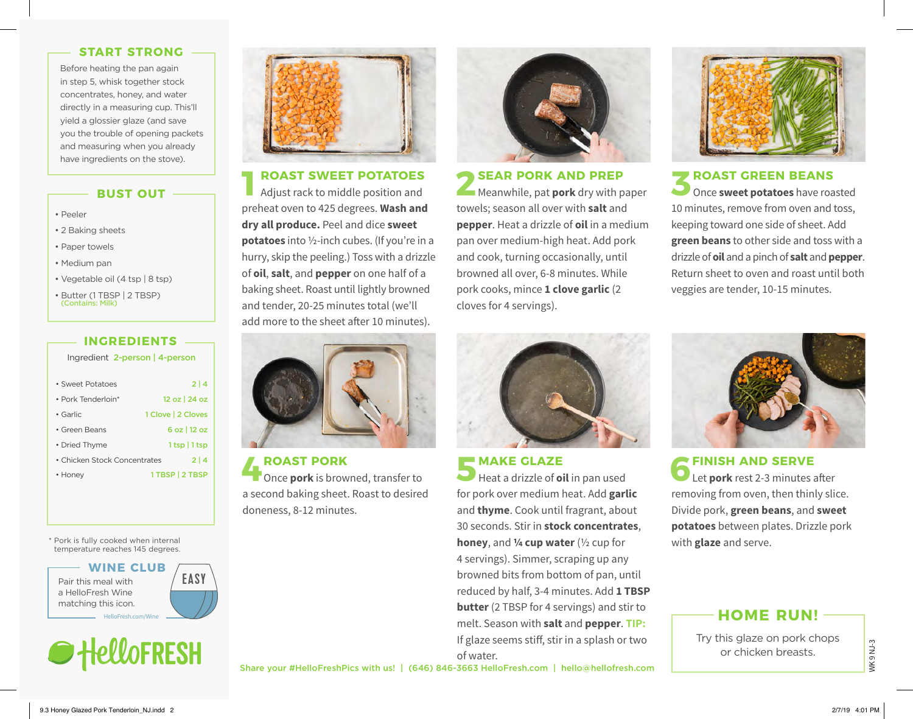## START STRONG

Before heating the pan again in step 5, whisk together stock concentrates, honey, and water directly in a measuring cup. This'll yield a glossier glaze (and save you the trouble of opening packets and measuring when you already have ingredients on the stove).

## BUST OUT

- Peeler
- 2 Baking sheets
- Paper towels
- Medium pan
- Vegetable oil (4 tsp | 8 tsp)
- Butter (1 TBSP | 2 TBSP) (Contains: Milk)

## INGREDIENTS

| Ingredient | 2-person \| 4-person |
|---|---|
| Sweet Potatoes | 2 \| 4 |
| Pork Tenderloin* | 12 oz \| 24 oz |
| Garlic | 1 Clove \| 2 Cloves |
| Green Beans | 6 oz \| 12 oz |
| Dried Thyme | 1 tsp \| 1 tsp |
| Chicken Stock Concentrates | 2 \| 4 |
| Honey | 1 TBSP \| 2 TBSP |

\* Pork is fully cooked when internal temperature reaches 145 degrees.

## WINE CLUB

Pair this meal with a HelloFresh Wine matching this icon.

EASY

HelloFresh.com/Wine

HelloFRESH

## 1 ROAST SWEET POTATOES

Adjust rack to middle position and preheat oven to 425 degrees. **Wash and dry all produce.** Peel and dice **sweet potatoes** into ½-inch cubes. (If you're in a hurry, skip the peeling.) Toss with a drizzle of **oil**, **salt**, and **pepper** on one half of a baking sheet. Roast until lightly browned and tender, 20-25 minutes total (we'll add more to the sheet after 10 minutes).

## 2 SEAR PORK AND PREP

Meanwhile, pat **pork** dry with paper towels; season all over with **salt** and **pepper**. Heat a drizzle of **oil** in a medium pan over medium-high heat. Add pork and cook, turning occasionally, until browned all over, 6-8 minutes. While pork cooks, mince **1 clove garlic** (2 cloves for 4 servings).

## 3 ROAST GREEN BEANS

Once **sweet potatoes** have roasted 10 minutes, remove from oven and toss, keeping toward one side of sheet. Add **green beans** to other side and toss with a drizzle of **oil** and a pinch of **salt** and **pepper**. Return sheet to oven and roast until both veggies are tender, 10-15 minutes.

## 4 ROAST PORK

Once **pork** is browned, transfer to a second baking sheet. Roast to desired doneness, 8-12 minutes.

## 5 MAKE GLAZE

Heat a drizzle of **oil** in pan used for pork over medium heat. Add **garlic** and **thyme**. Cook until fragrant, about 30 seconds. Stir in **stock concentrates**, **honey**, and **¼ cup water** (½ cup for 4 servings). Simmer, scraping up any browned bits from bottom of pan, until reduced by half, 3-4 minutes. Add **1 TBSP butter** (2 TBSP for 4 servings) and stir to melt. Season with **salt** and **pepper**. **TIP:** If glaze seems stiff, stir in a splash or two of water.

## 6 FINISH AND SERVE

Let **pork** rest 2-3 minutes after removing from oven, then thinly slice. Divide pork, **green beans**, and **sweet potatoes** between plates. Drizzle pork with **glaze** and serve.

## HOME RUN!

Try this glaze on pork chops or chicken breasts.

WK 9 NJ-3

Share your #HelloFreshPics with us! | (646) 846-3663 HelloFresh.com | hello@hellofresh.com